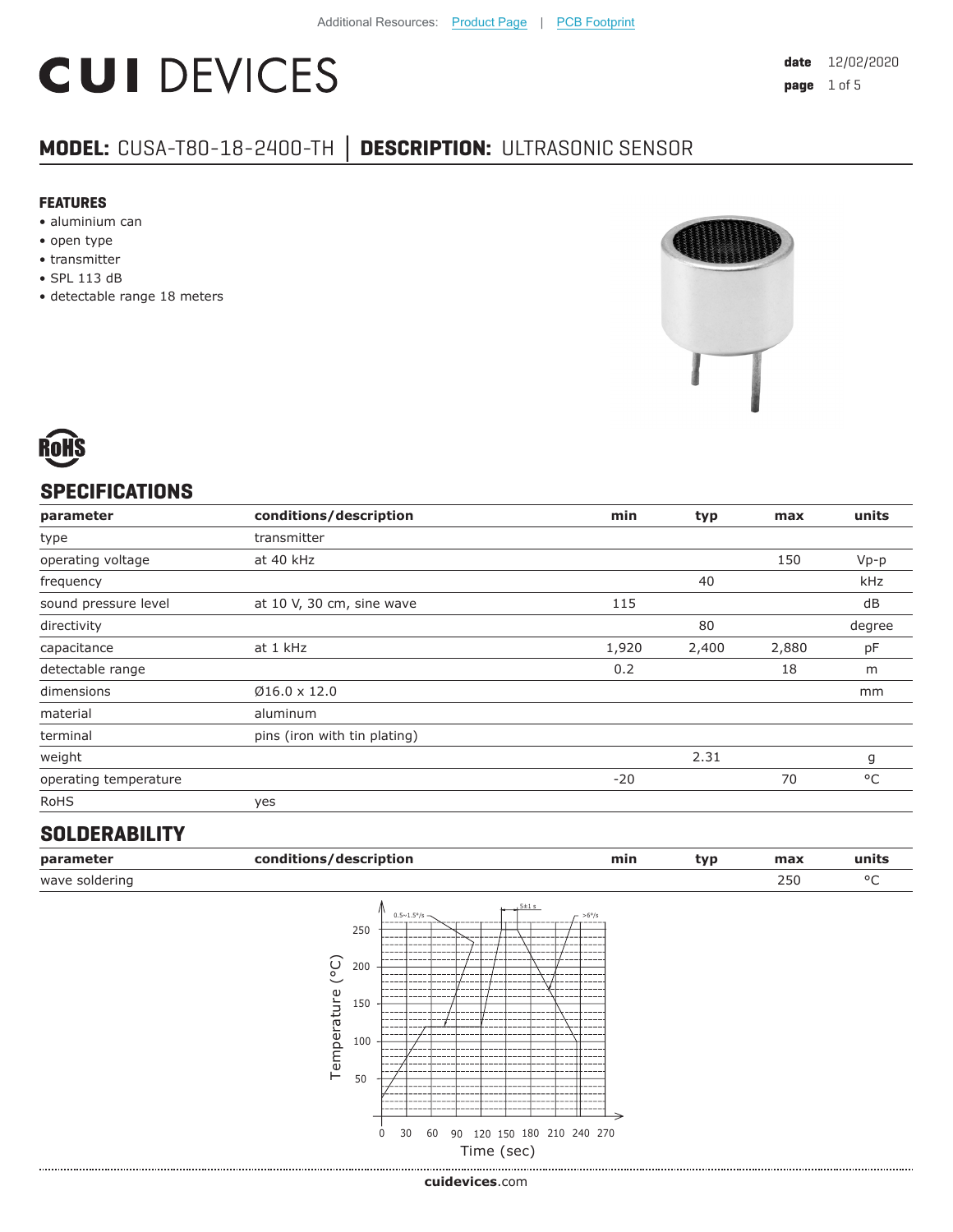Additional Resources: Product Page | PCB Footprint

# CUI DEVICES

**date** 12/02/2020

## MODEL: CUSA-T80-18-2400-TH | DESCRIPTION: ULTRASONIC SENSOR

### FEATURES

- aluminium can
- open type
- transmitter
- SPL 113 dB
- detectable range 18 meters

RoHS

## SPECIFICATIONS

| parameter | conditions/description | min | typ | max | units |
|---|---|---|---|---|---|
| type | transmitter | | | | |
| operating voltage | at 40 kHz | | | 150 | Vp-p |
| frequency | | | 40 | | kHz |
| sound pressure level | at 10 V, 30 cm, sine wave | 115 | | | dB |
| directivity | | | 80 | | degree |
| capacitance | at 1 kHz | 1,920 | 2,400 | 2,880 | pF |
| detectable range | | 0.2 | | 18 | m |
| dimensions | Ø16.0 x 12.0 | | | | mm |
| material | aluminum | | | | |
| terminal | pins (iron with tin plating) | | | | |
| weight | | | 2.31 | | g |
| operating temperature | | -20 | | 70 | °C |
| RoHS | yes | | | | |

## SOLDERABILITY

| parameter | conditions/description | min | typ | max | units |
|---|---|---|---|---|---|
| wave soldering | | | | 250 | °C |

0.5~1.5°/s 5±1 s >6°/s

Temperature (°C): 50, 100, 150, 200, 250

Time (sec): 0, 30, 60, 90, 120, 150, 180, 210, 240, 270

cuidevices.com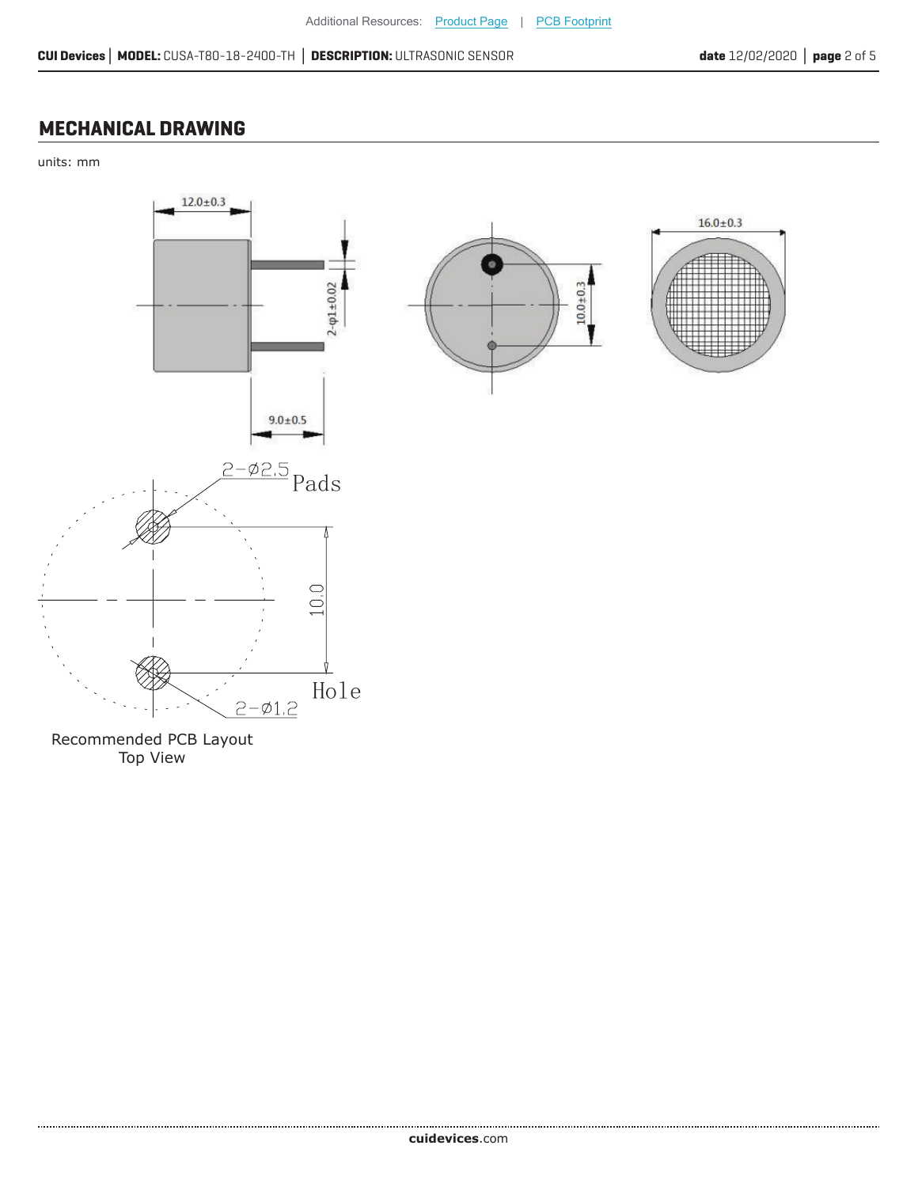## MECHANICAL DRAWING

units: mm

12.0±0.3

2-φ1±0.02

9.0±0.5

10.0±0.3

16.0±0.3

2-Ø2.5 Pads

10.0

Hole 2-Ø1.2

Recommended PCB Layout
Top View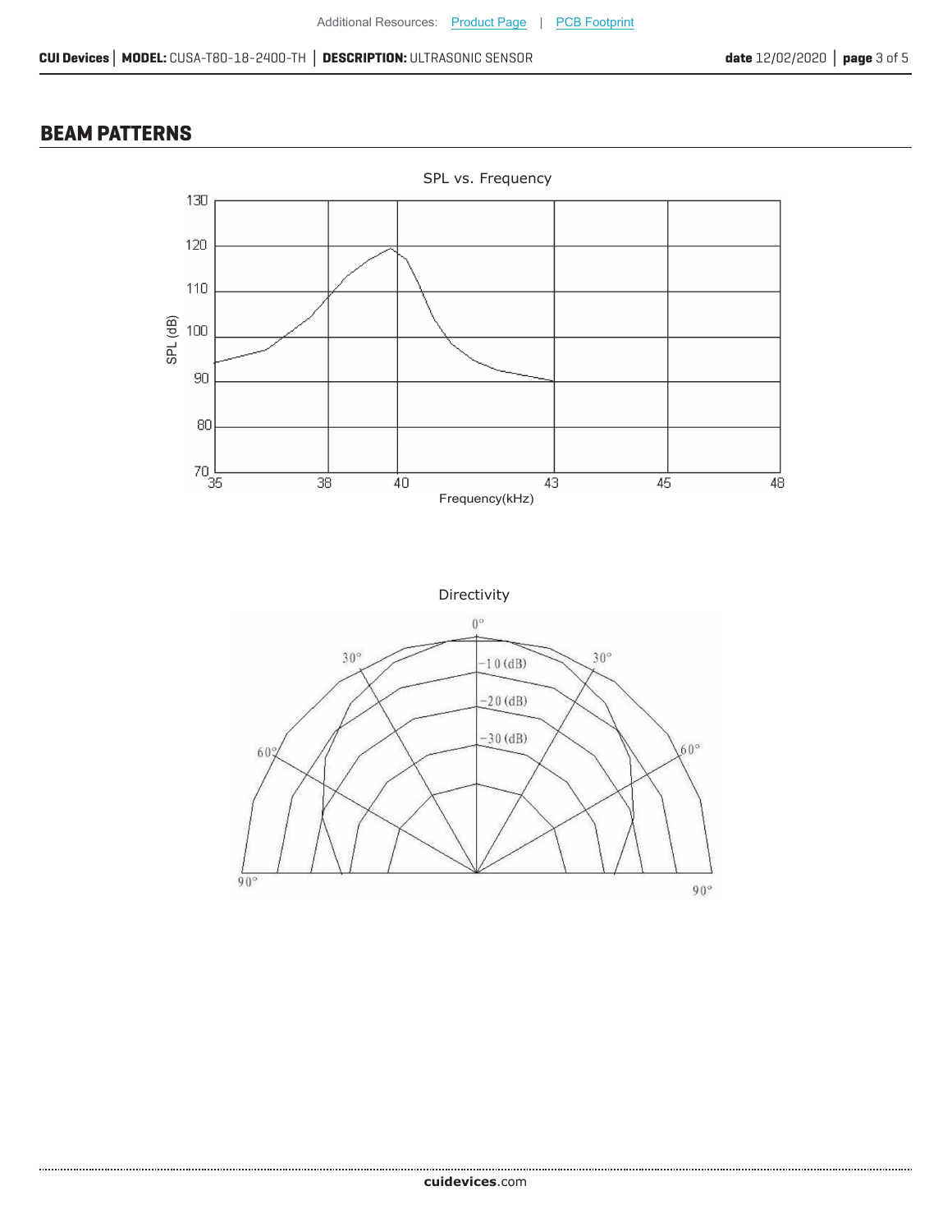## BEAM PATTERNS

SPL vs. Frequency

Directivity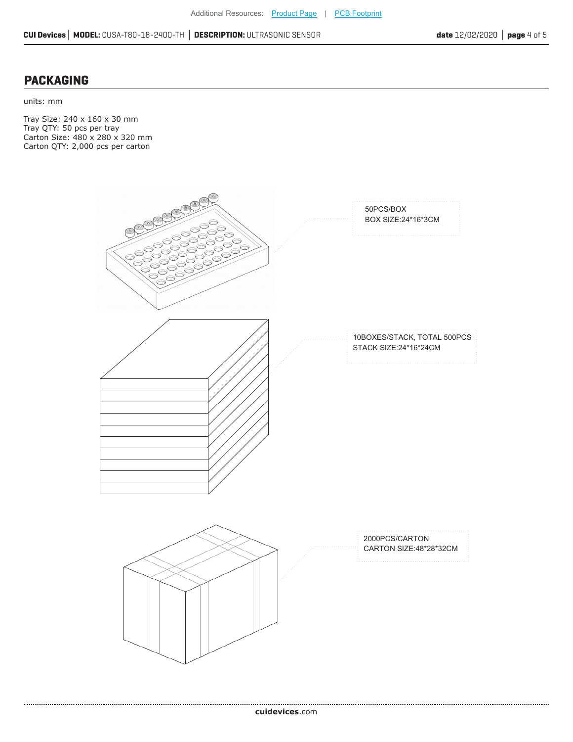## PACKAGING

units: mm

Tray Size: 240 x 160 x 30 mm
Tray QTY: 50 pcs per tray
Carton Size: 480 x 280 x 320 mm
Carton QTY: 2,000 pcs per carton

50PCS/BOX
BOX SIZE:24*16*3CM

10BOXES/STACK, TOTAL 500PCS
STACK SIZE:24*16*24CM

2000PCS/CARTON
CARTON SIZE:48*28*32CM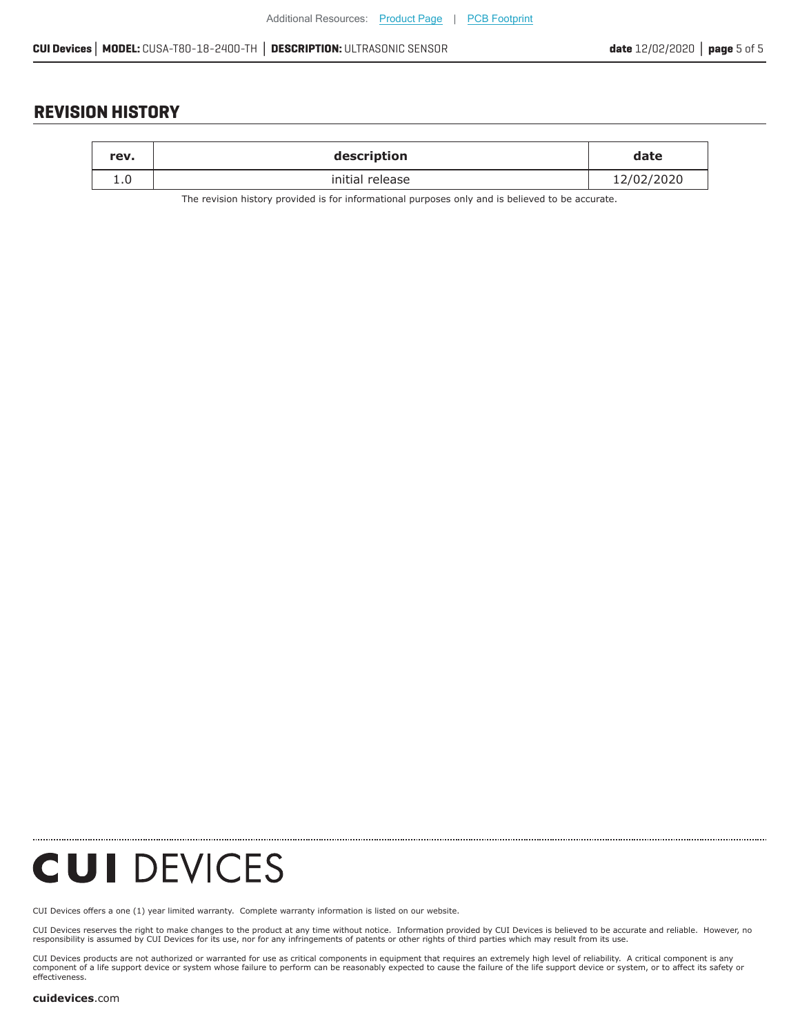## REVISION HISTORY

| rev. | description | date |
| --- | --- | --- |
| 1.0 | initial release | 12/02/2020 |

The revision history provided is for informational purposes only and is believed to be accurate.

CUI DEVICES

CUI Devices offers a one (1) year limited warranty. Complete warranty information is listed on our website.

CUI Devices reserves the right to make changes to the product at any time without notice. Information provided by CUI Devices is believed to be accurate and reliable. However, no responsibility is assumed by CUI Devices for its use, nor for any infringements of patents or other rights of third parties which may result from its use.

CUI Devices products are not authorized or warranted for use as critical components in equipment that requires an extremely high level of reliability. A critical component is any component of a life support device or system whose failure to perform can be reasonably expected to cause the failure of the life support device or system, or to affect its safety or effectiveness.

**cuidevices**.com